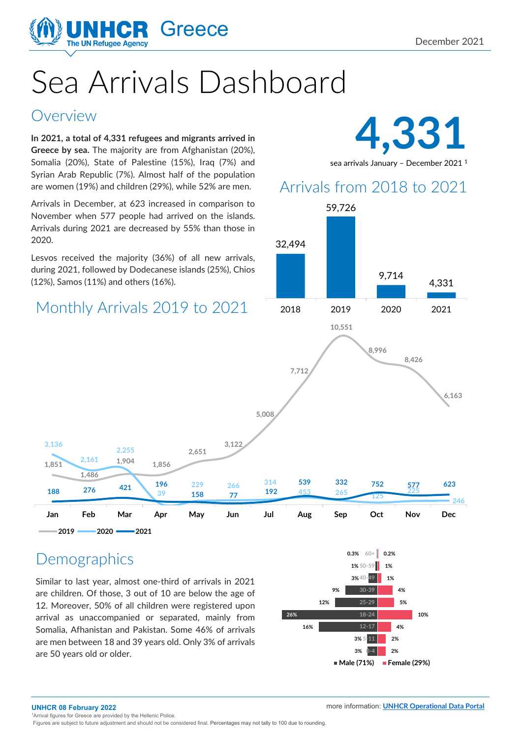UNHCR Greece

December 2021

# Sea Arrivals Dashboard

## Overview

**In 2021, a total of 4,331 refugees and migrants arrived in Greece by sea.** The majority are from Afghanistan (20%), Somalia (20%), State of Palestine (15%), Iraq (7%) and Syrian Arab Republic (7%). Almost half of the population are women (19%) and children (29%), while 52% are men.

Arrivals in December, at 623 increased in comparison to November when 577 people had arrived on the islands. Arrivals during 2021 are decreased by 55% than those in 2020.

Lesvos received the majority (36%) of all new arrivals, during 2021, followed by Dodecanese islands (25%), Chios (12%), Samos (11%) and others (16%).

**4,331**

sea arrivals January – December 2021 [1]

## Arrivals from 2018 to 2021

| 2018 | 2019 | 2020 | 2021 |
|---|---|---|---|
| 32,494 | 59,726 | 9,714 | 4,331 |

## Monthly Arrivals 2019 to 2021

| | Jan | Feb | Mar | Apr | May | Jun | Jul | Aug | Sep | Oct | Nov | Dec |
|---|---|---|---|---|---|---|---|---|---|---|---|---|
| 2019 | 1,851 | 1,486 | 1,904 | 1,856 | 2,651 | 3,122 | 5,008 | 7,712 | 10,551 | 8,996 | 8,426 | 6,163 |
| 2020 | 3,136 | 2,161 | 2,255 | 39 | 229 | 266 | 314 | 453 | 265 | 125 | 225 | 246 |
| 2021 | 188 | 276 | 421 | 196 | 158 | 77 | 192 | 539 | 332 | 752 | 577 | 623 |

## Demographics

Similar to last year, almost one-third of arrivals in 2021 are children. Of those, 3 out of 10 are below the age of 12. Moreover, 50% of all children were registered upon arrival as unaccompanied or separated, mainly from Somalia, Afhanistan and Pakistan. Some 46% of arrivals are men between 18 and 39 years old. Only 3% of arrivals are 50 years old or older.

| Age | Male (71%) | Female (29%) |
|---|---|---|
| 60+ | 0.3% | 0.2% |
| 50-59 | 1% | 1% |
| 40-49 | 3% | 1% |
| 30-39 | 9% | 4% |
| 25-29 | 12% | 5% |
| 18-24 | 26% | 10% |
| 12-17 | 16% | 4% |
| 5-11 | 3% | 2% |
| 0-4 | 3% | 2% |

UNHCR 08 February 2022

more information: UNHCR Operational Data Portal

[1] Arrival figures for Greece are provided by the Hellenic Police.
Figures are subject to future adjustment and should not be considered final. Percentages may not tally to 100 due to rounding.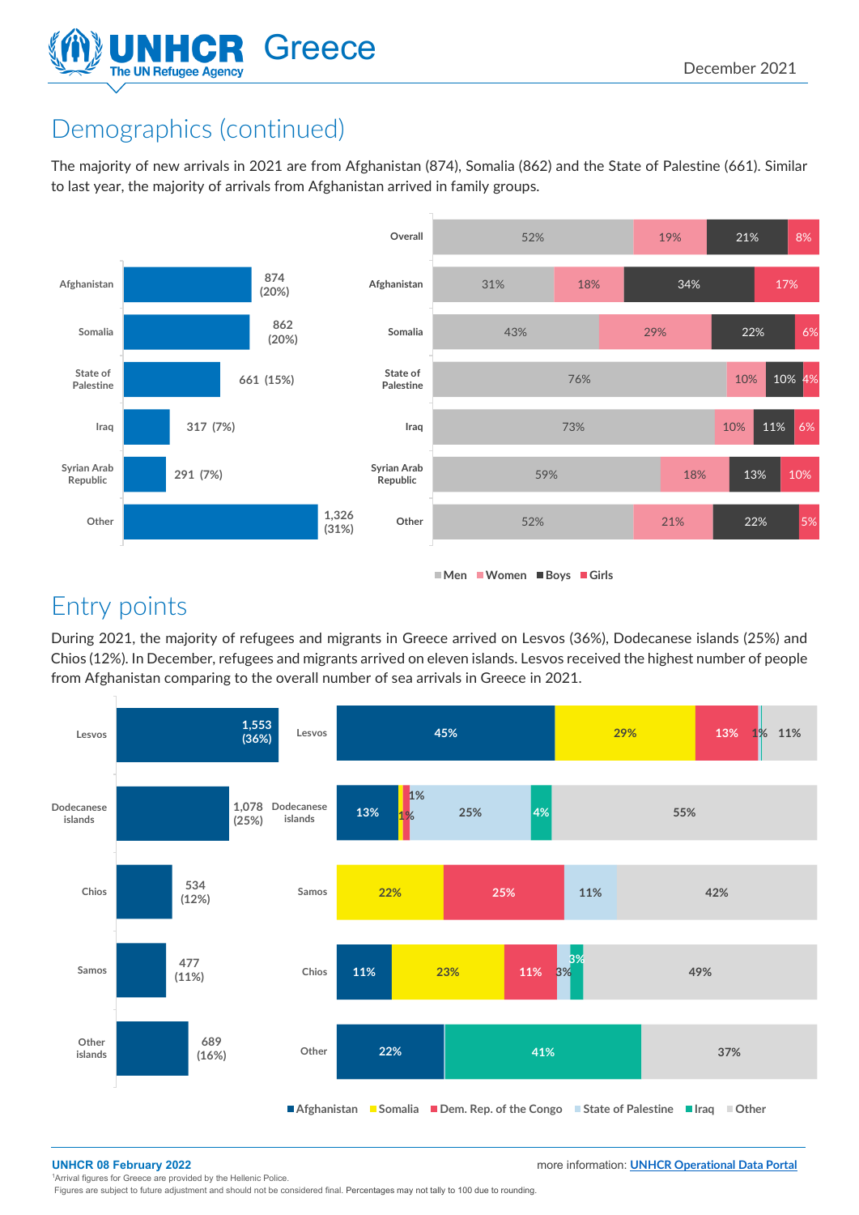# Demographics (continued)

The majority of new arrivals in 2021 are from Afghanistan (874), Somalia (862) and the State of Palestine (661). Similar to last year, the majority of arrivals from Afghanistan arrived in family groups.

Afghanistan 874 (20%)
Somalia 862 (20%)
State of Palestine 661 (15%)
Iraq 317 (7%)
Syrian Arab Republic 291 (7%)
Other 1,326 (31%)

Overall 52% 19% 21% 8%
Afghanistan 31% 18% 34% 17%
Somalia 43% 29% 22% 6%
State of Palestine 76% 10% 10% 4%
Iraq 73% 10% 11% 6%
Syrian Arab Republic 59% 18% 13% 10%
Other 52% 21% 22% 5%

Men Women Boys Girls

# Entry points

During 2021, the majority of refugees and migrants in Greece arrived on Lesvos (36%), Dodecanese islands (25%) and Chios (12%). In December, refugees and migrants arrived on eleven islands. Lesvos received the highest number of people from Afghanistan comparing to the overall number of sea arrivals in Greece in 2021.

Lesvos 1,553 (36%)
Dodecanese islands 1,078 (25%)
Chios 534 (12%)
Samos 477 (11%)
Other islands 689 (16%)

Lesvos 45% 29% 13% 1% 11%
Dodecanese islands 13% 1% 1% 25% 4% 55%
Samos 22% 25% 11% 42%
Chios 11% 23% 11% 3% 3% 49%
Other 22% 41% 37%

Afghanistan Somalia Dem. Rep. of the Congo State of Palestine Iraq Other

**UNHCR 08 February 2022**

more information: UNHCR Operational Data Portal

[1]Arrival figures for Greece are provided by the Hellenic Police.
Figures are subject to future adjustment and should not be considered final. Percentages may not tally to 100 due to rounding.